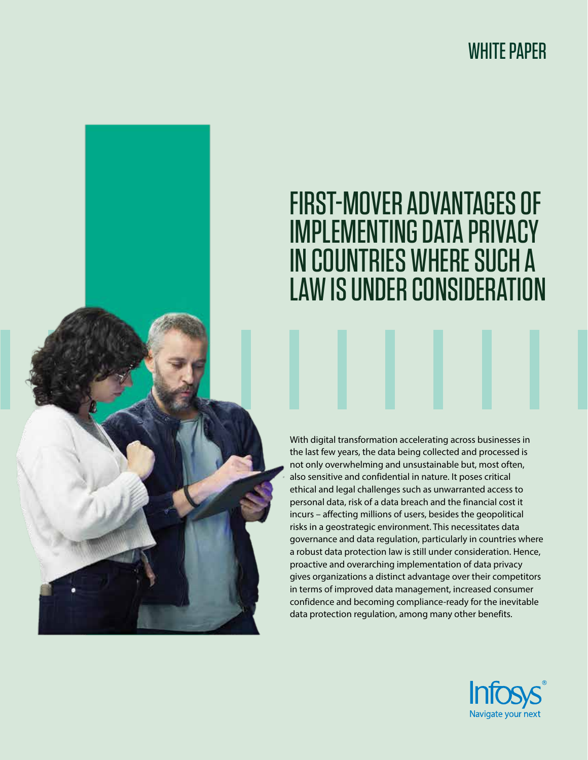WHITE PAPER

# FIRST-MOVER ADVANTAGES OF IMPLEMENTING DATA PRIVACY IN COUNTRIES WHERE SUCH A LAW IS UNDER CONSIDERATION

With digital transformation accelerating across businesses in the last few years, the data being collected and processed is not only overwhelming and unsustainable but, most often, also sensitive and confidential in nature. It poses critical ethical and legal challenges such as unwarranted access to personal data, risk of a data breach and the financial cost it incurs – affecting millions of users, besides the geopolitical risks in a geostrategic environment. This necessitates data governance and data regulation, particularly in countries where a robust data protection law is still under consideration. Hence, proactive and overarching implementation of data privacy gives organizations a distinct advantage over their competitors in terms of improved data management, increased consumer confidence and becoming compliance-ready for the inevitable data protection regulation, among many other benefits.

Infosys® Navigate your next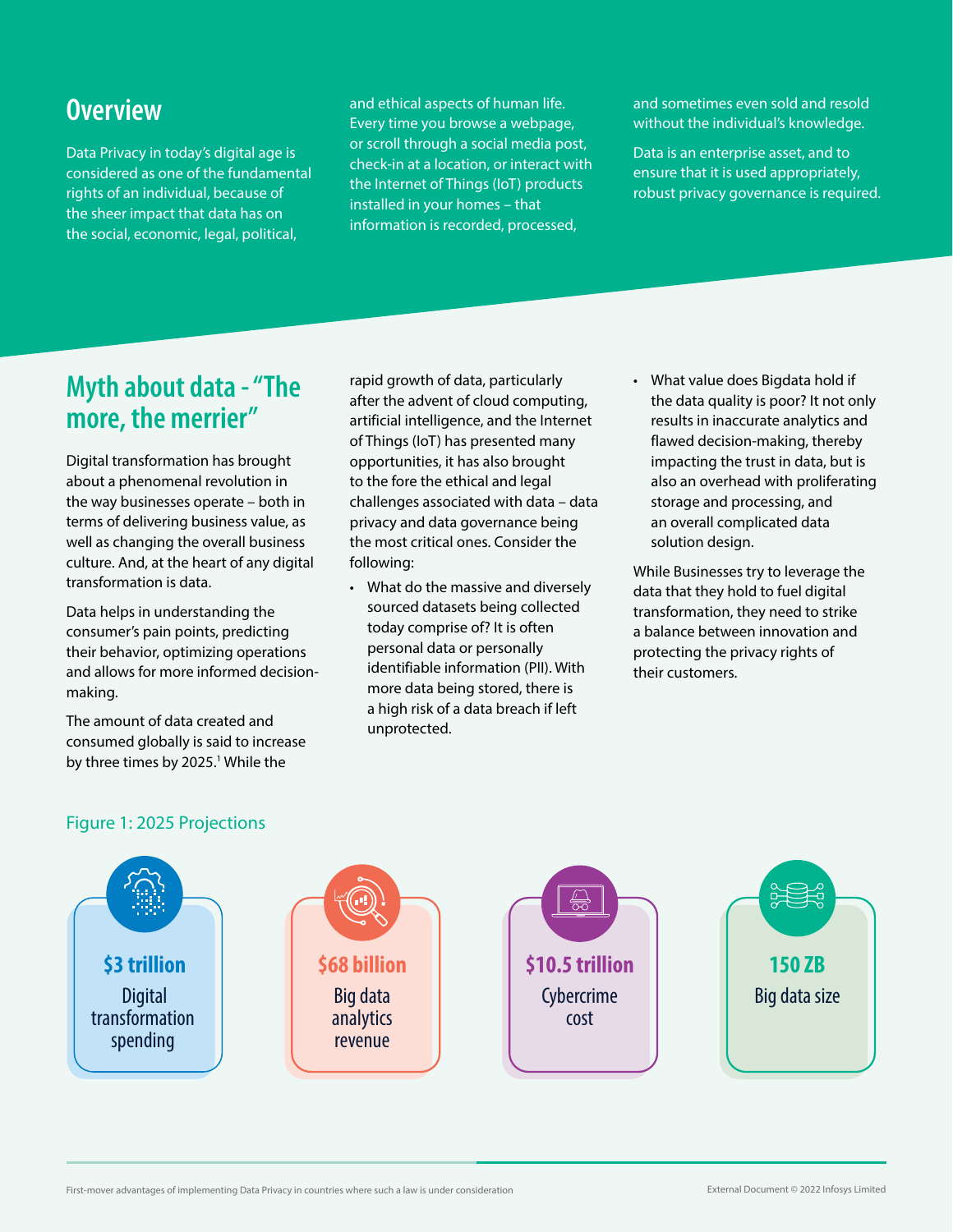## Overview

Data Privacy in today's digital age is considered as one of the fundamental rights of an individual, because of the sheer impact that data has on the social, economic, legal, political, and ethical aspects of human life. Every time you browse a webpage, or scroll through a social media post, check-in at a location, or interact with the Internet of Things (IoT) products installed in your homes – that information is recorded, processed, and sometimes even sold and resold without the individual's knowledge.

Data is an enterprise asset, and to ensure that it is used appropriately, robust privacy governance is required.

## Myth about data - "The more, the merrier"

Digital transformation has brought about a phenomenal revolution in the way businesses operate – both in terms of delivering business value, as well as changing the overall business culture. And, at the heart of any digital transformation is data.

Data helps in understanding the consumer's pain points, predicting their behavior, optimizing operations and allows for more informed decision-making.

The amount of data created and consumed globally is said to increase by three times by 2025.[1] While the rapid growth of data, particularly after the advent of cloud computing, artificial intelligence, and the Internet of Things (IoT) has presented many opportunities, it has also brought to the fore the ethical and legal challenges associated with data – data privacy and data governance being the most critical ones. Consider the following:

- What do the massive and diversely sourced datasets being collected today comprise of? It is often personal data or personally identifiable information (PII). With more data being stored, there is a high risk of a data breach if left unprotected.
- What value does Bigdata hold if the data quality is poor? It not only results in inaccurate analytics and flawed decision-making, thereby impacting the trust in data, but is also an overhead with proliferating storage and processing, and an overall complicated data solution design.

While Businesses try to leverage the data that they hold to fuel digital transformation, they need to strike a balance between innovation and protecting the privacy rights of their customers.

Figure 1: 2025 Projections

| $3 trillion | $68 billion | $10.5 trillion | 150 ZB |
| --- | --- | --- | --- |
| Digital transformation spending | Big data analytics revenue | Cybercrime cost | Big data size |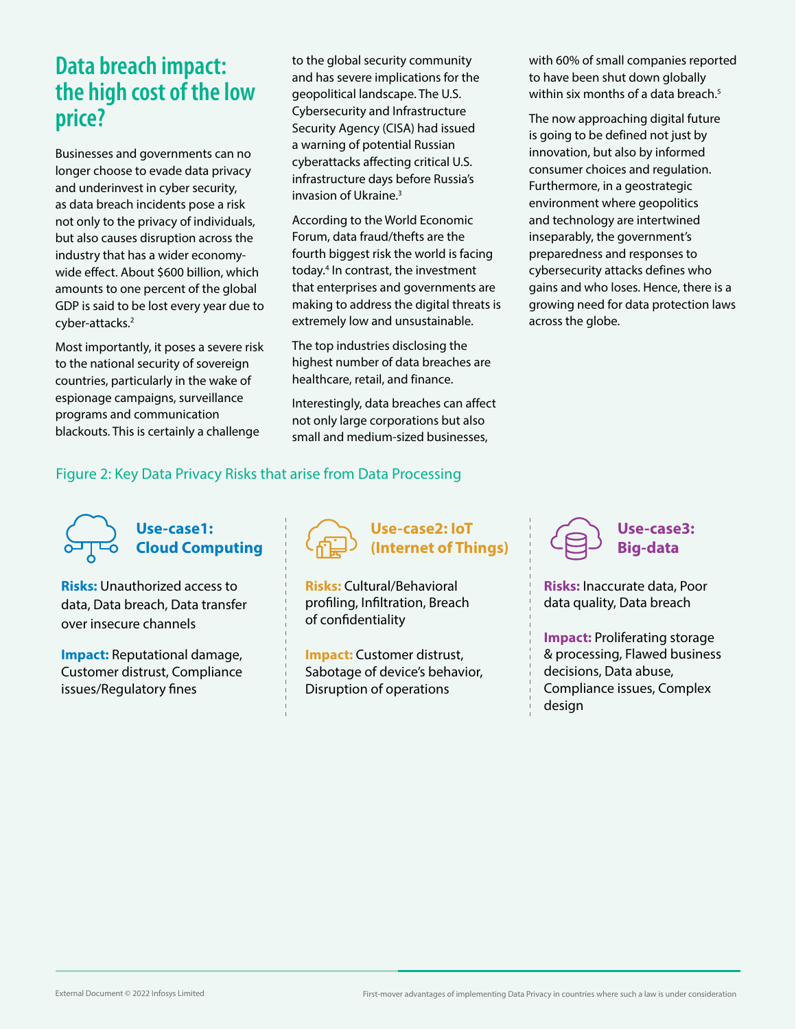## Data breach impact: the high cost of the low price?

Businesses and governments can no longer choose to evade data privacy and underinvest in cyber security, as data breach incidents pose a risk not only to the privacy of individuals, but also causes disruption across the industry that has a wider economy-wide effect. About $600 billion, which amounts to one percent of the global GDP is said to be lost every year due to cyber-attacks.[2]

Most importantly, it poses a severe risk to the national security of sovereign countries, particularly in the wake of espionage campaigns, surveillance programs and communication blackouts. This is certainly a challenge to the global security community and has severe implications for the geopolitical landscape. The U.S. Cybersecurity and Infrastructure Security Agency (CISA) had issued a warning of potential Russian cyberattacks affecting critical U.S. infrastructure days before Russia's invasion of Ukraine.[3]

According to the World Economic Forum, data fraud/thefts are the fourth biggest risk the world is facing today.[4] In contrast, the investment that enterprises and governments are making to address the digital threats is extremely low and unsustainable.

The top industries disclosing the highest number of data breaches are healthcare, retail, and finance.

Interestingly, data breaches can affect not only large corporations but also small and medium-sized businesses, with 60% of small companies reported to have been shut down globally within six months of a data breach.[5]

The now approaching digital future is going to be defined not just by innovation, but also by informed consumer choices and regulation. Furthermore, in a geostrategic environment where geopolitics and technology are intertwined inseparably, the government's preparedness and responses to cybersecurity attacks defines who gains and who loses. Hence, there is a growing need for data protection laws across the globe.

Figure 2: Key Data Privacy Risks that arise from Data Processing

**Use-case1: Cloud Computing**

**Risks:** Unauthorized access to data, Data breach, Data transfer over insecure channels

**Impact:** Reputational damage, Customer distrust, Compliance issues/Regulatory fines

**Use-case2: IoT (Internet of Things)**

**Risks:** Cultural/Behavioral profiling, Infiltration, Breach of confidentiality

**Impact:** Customer distrust, Sabotage of device's behavior, Disruption of operations

**Use-case3: Big-data**

**Risks:** Inaccurate data, Poor data quality, Data breach

**Impact:** Proliferating storage & processing, Flawed business decisions, Data abuse, Compliance issues, Complex design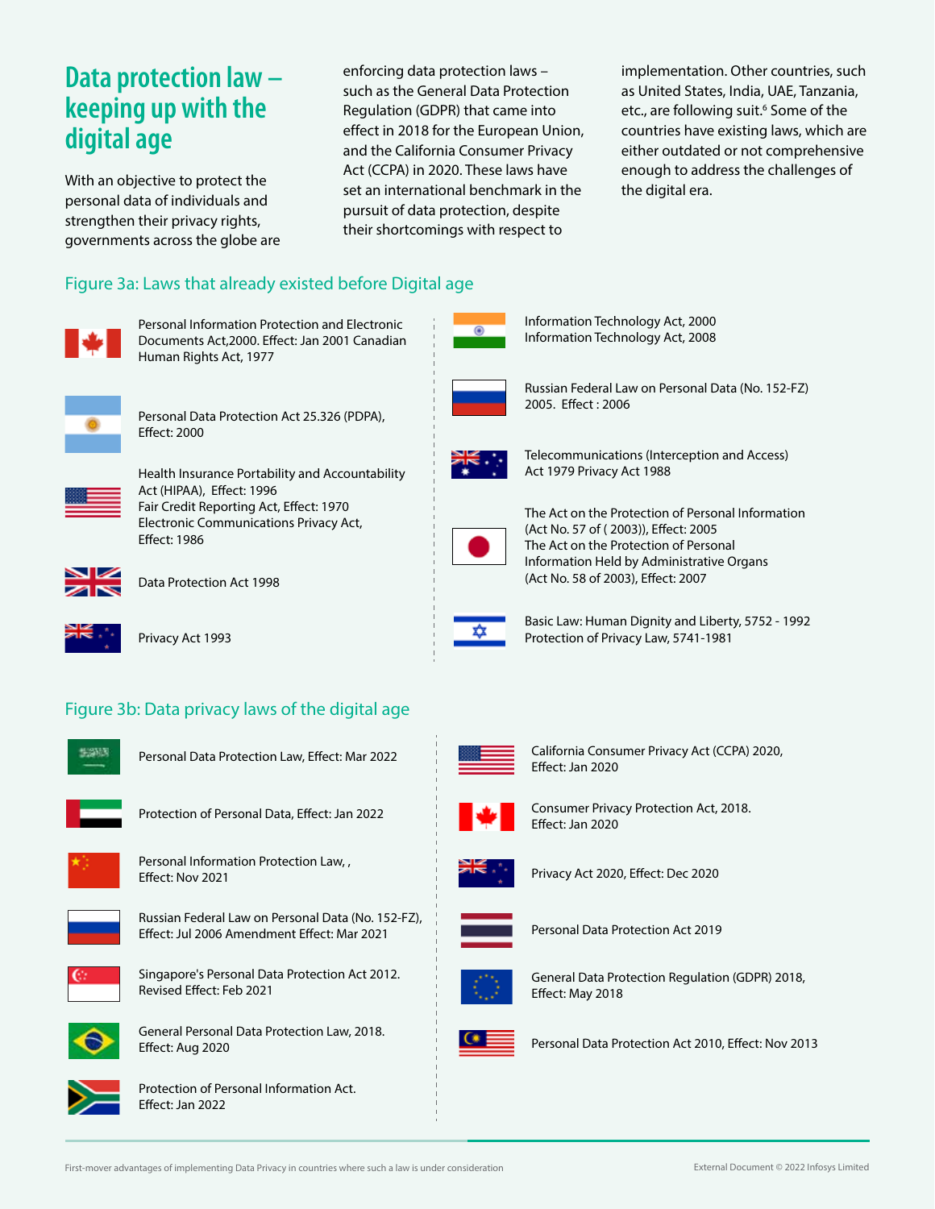## Data protection law – keeping up with the digital age

With an objective to protect the personal data of individuals and strengthen their privacy rights, governments across the globe are enforcing data protection laws – such as the General Data Protection Regulation (GDPR) that came into effect in 2018 for the European Union, and the California Consumer Privacy Act (CCPA) in 2020. These laws have set an international benchmark in the pursuit of data protection, despite their shortcomings with respect to implementation. Other countries, such as United States, India, UAE, Tanzania, etc., are following suit.[6] Some of the countries have existing laws, which are either outdated or not comprehensive enough to address the challenges of the digital era.

### Figure 3a: Laws that already existed before Digital age

- Personal Information Protection and Electronic Documents Act,2000. Effect: Jan 2001 Canadian Human Rights Act, 1977
- Personal Data Protection Act 25.326 (PDPA), Effect: 2000
- Health Insurance Portability and Accountability Act (HIPAA), Effect: 1996
  Fair Credit Reporting Act, Effect: 1970
  Electronic Communications Privacy Act, Effect: 1986
- Data Protection Act 1998
- Privacy Act 1993
- Information Technology Act, 2000
  Information Technology Act, 2008
- Russian Federal Law on Personal Data (No. 152-FZ) 2005. Effect : 2006
- Telecommunications (Interception and Access) Act 1979 Privacy Act 1988
- The Act on the Protection of Personal Information (Act No. 57 of ( 2003)), Effect: 2005
  The Act on the Protection of Personal Information Held by Administrative Organs (Act No. 58 of 2003), Effect: 2007
- Basic Law: Human Dignity and Liberty, 5752 - 1992
  Protection of Privacy Law, 5741-1981

### Figure 3b: Data privacy laws of the digital age

- Personal Data Protection Law, Effect: Mar 2022
- Protection of Personal Data, Effect: Jan 2022
- Personal Information Protection Law, , Effect: Nov 2021
- Russian Federal Law on Personal Data (No. 152-FZ), Effect: Jul 2006 Amendment Effect: Mar 2021
- Singapore's Personal Data Protection Act 2012. Revised Effect: Feb 2021
- General Personal Data Protection Law, 2018. Effect: Aug 2020
- Protection of Personal Information Act. Effect: Jan 2022
- California Consumer Privacy Act (CCPA) 2020, Effect: Jan 2020
- Consumer Privacy Protection Act, 2018. Effect: Jan 2020
- Privacy Act 2020, Effect: Dec 2020
- Personal Data Protection Act 2019
- General Data Protection Regulation (GDPR) 2018, Effect: May 2018
- Personal Data Protection Act 2010, Effect: Nov 2013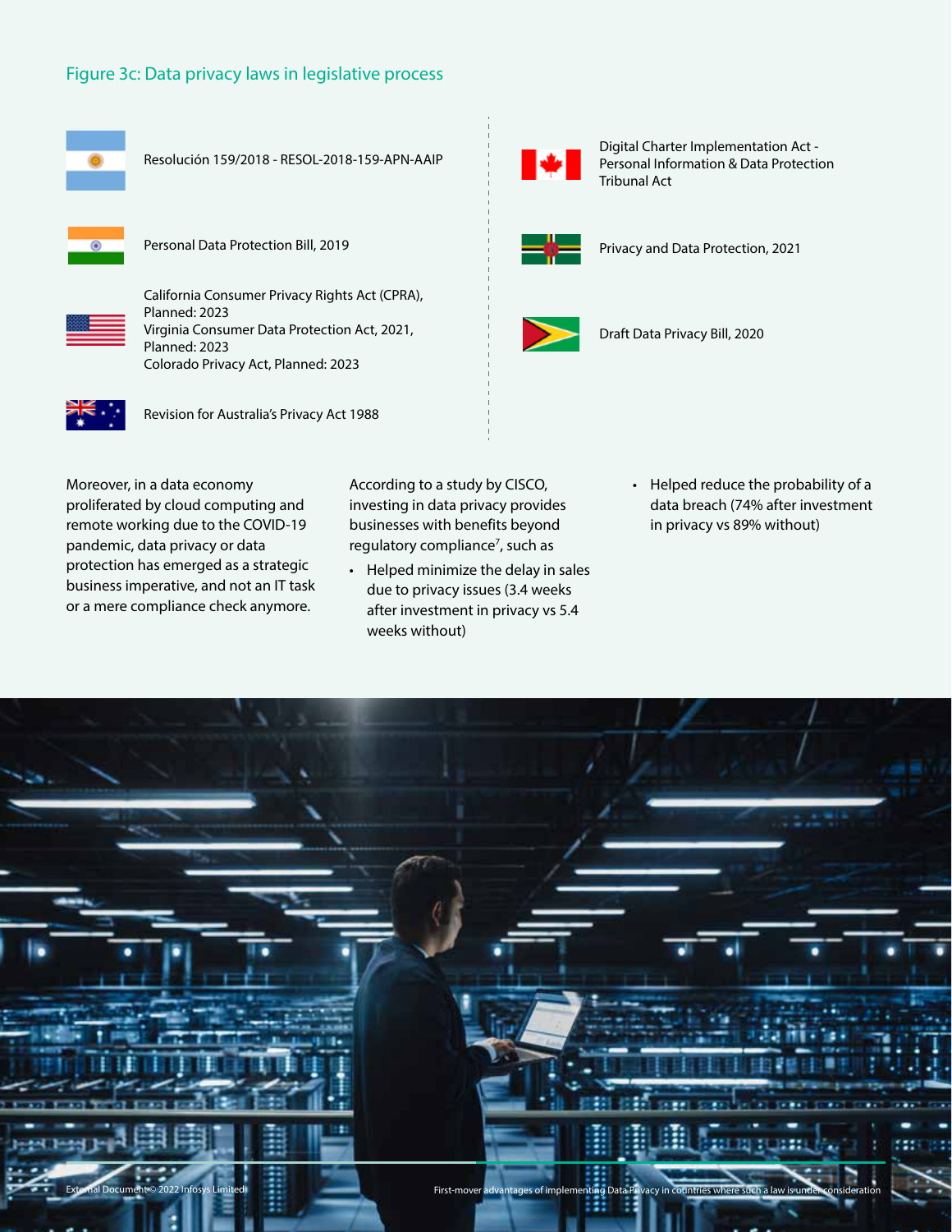## Figure 3c: Data privacy laws in legislative process

Resolución 159/2018 - RESOL-2018-159-APN-AAIP

Personal Data Protection Bill, 2019

California Consumer Privacy Rights Act (CPRA), Planned: 2023
Virginia Consumer Data Protection Act, 2021, Planned: 2023
Colorado Privacy Act, Planned: 2023

Revision for Australia's Privacy Act 1988

Digital Charter Implementation Act - Personal Information & Data Protection Tribunal Act

Privacy and Data Protection, 2021

Draft Data Privacy Bill, 2020

Moreover, in a data economy proliferated by cloud computing and remote working due to the COVID-19 pandemic, data privacy or data protection has emerged as a strategic business imperative, and not an IT task or a mere compliance check anymore.

According to a study by CISCO, investing in data privacy provides businesses with benefits beyond regulatory compliance[7], such as

- Helped minimize the delay in sales due to privacy issues (3.4 weeks after investment in privacy vs 5.4 weeks without)
- Helped reduce the probability of a data breach (74% after investment in privacy vs 89% without)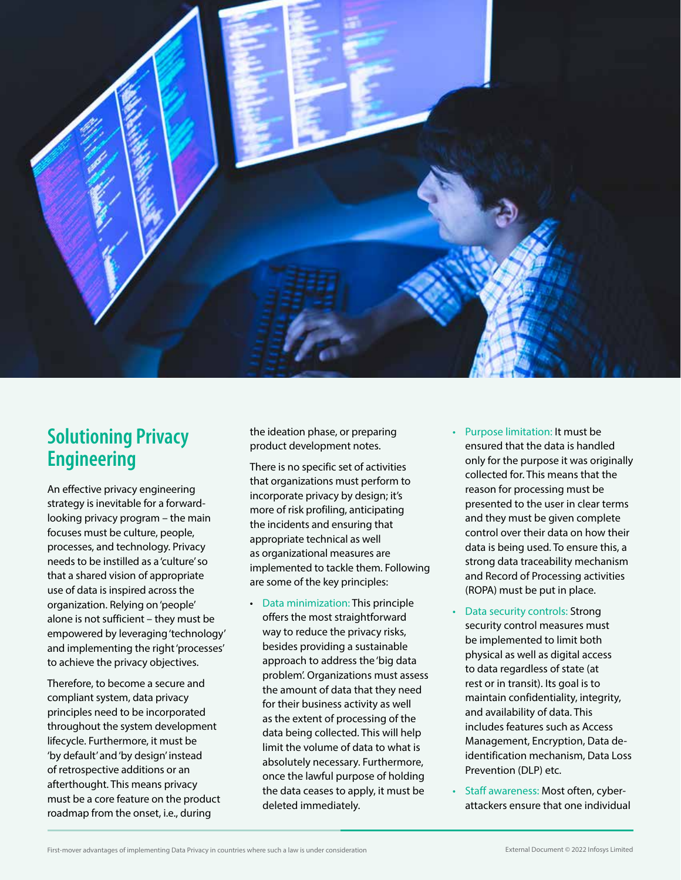## Solutioning Privacy Engineering

An effective privacy engineering strategy is inevitable for a forward-looking privacy program – the main focuses must be culture, people, processes, and technology. Privacy needs to be instilled as a 'culture' so that a shared vision of appropriate use of data is inspired across the organization. Relying on 'people' alone is not sufficient – they must be empowered by leveraging 'technology' and implementing the right 'processes' to achieve the privacy objectives.

Therefore, to become a secure and compliant system, data privacy principles need to be incorporated throughout the system development lifecycle. Furthermore, it must be 'by default' and 'by design' instead of retrospective additions or an afterthought. This means privacy must be a core feature on the product roadmap from the onset, i.e., during the ideation phase, or preparing product development notes.

There is no specific set of activities that organizations must perform to incorporate privacy by design; it's more of risk profiling, anticipating the incidents and ensuring that appropriate technical as well as organizational measures are implemented to tackle them. Following are some of the key principles:

- Data minimization: This principle offers the most straightforward way to reduce the privacy risks, besides providing a sustainable approach to address the 'big data problem'. Organizations must assess the amount of data that they need for their business activity as well as the extent of processing of the data being collected. This will help limit the volume of data to what is absolutely necessary. Furthermore, once the lawful purpose of holding the data ceases to apply, it must be deleted immediately.
- Purpose limitation: It must be ensured that the data is handled only for the purpose it was originally collected for. This means that the reason for processing must be presented to the user in clear terms and they must be given complete control over their data on how their data is being used. To ensure this, a strong data traceability mechanism and Record of Processing activities (ROPA) must be put in place.
- Data security controls: Strong security control measures must be implemented to limit both physical as well as digital access to data regardless of state (at rest or in transit). Its goal is to maintain confidentiality, integrity, and availability of data. This includes features such as Access Management, Encryption, Data de-identification mechanism, Data Loss Prevention (DLP) etc.
- Staff awareness: Most often, cyber-attackers ensure that one individual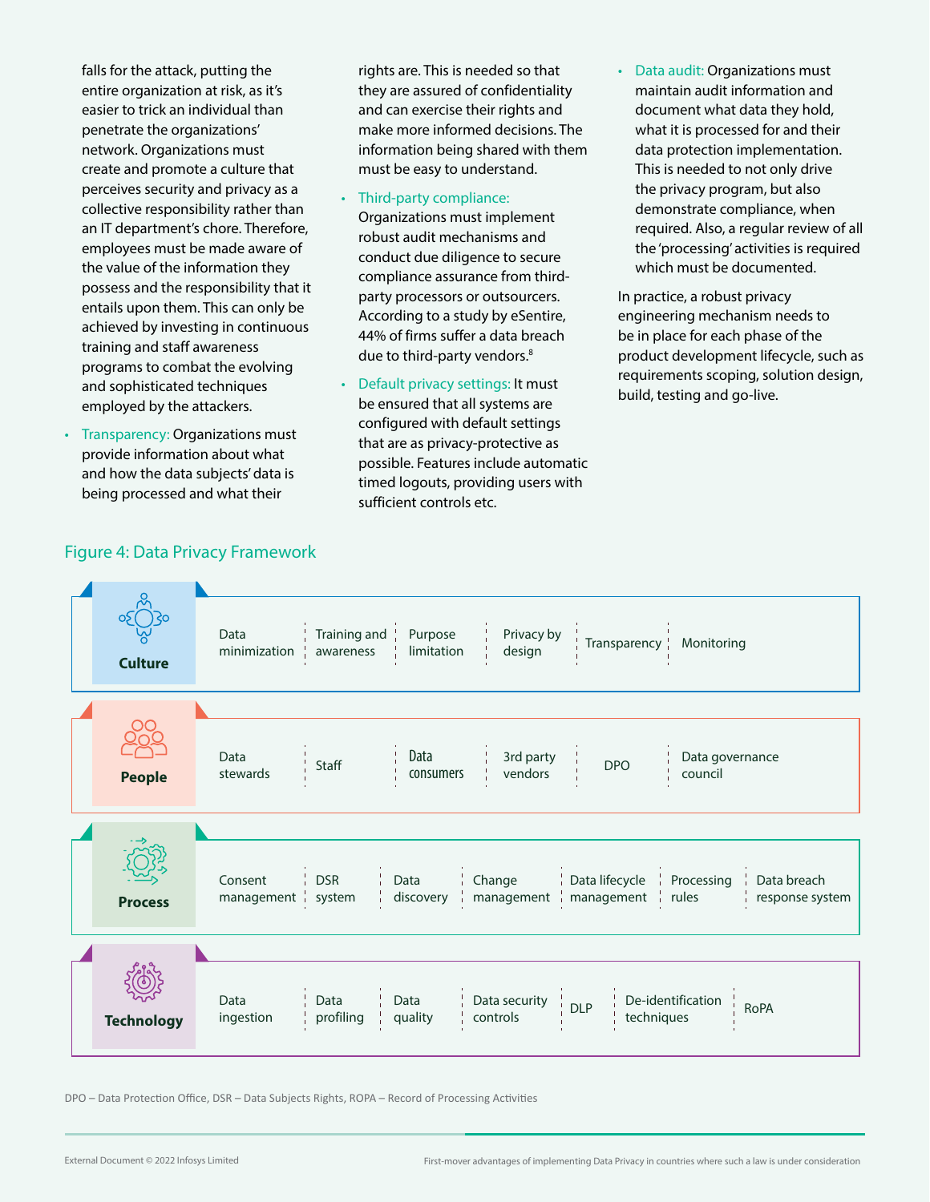falls for the attack, putting the entire organization at risk, as it's easier to trick an individual than penetrate the organizations' network. Organizations must create and promote a culture that perceives security and privacy as a collective responsibility rather than an IT department's chore. Therefore, employees must be made aware of the value of the information they possess and the responsibility that it entails upon them. This can only be achieved by investing in continuous training and staff awareness programs to combat the evolving and sophisticated techniques employed by the attackers.

- Transparency: Organizations must provide information about what and how the data subjects' data is being processed and what their rights are. This is needed so that they are assured of confidentiality and can exercise their rights and make more informed decisions. The information being shared with them must be easy to understand.
- Third-party compliance: Organizations must implement robust audit mechanisms and conduct due diligence to secure compliance assurance from third-party processors or outsourcers. According to a study by eSentire, 44% of firms suffer a data breach due to third-party vendors.[8]
- Default privacy settings: It must be ensured that all systems are configured with default settings that are as privacy-protective as possible. Features include automatic timed logouts, providing users with sufficient controls etc.
- Data audit: Organizations must maintain audit information and document what data they hold, what it is processed for and their data protection implementation. This is needed to not only drive the privacy program, but also demonstrate compliance, when required. Also, a regular review of all the 'processing' activities is required which must be documented.

In practice, a robust privacy engineering mechanism needs to be in place for each phase of the product development lifecycle, such as requirements scoping, solution design, build, testing and go-live.

Figure 4: Data Privacy Framework

| | | | | | | | |
|---|---|---|---|---|---|---|---|
| **Culture** | Data minimization | Training and awareness | Purpose limitation | Privacy by design | Transparency | Monitoring | |
| **People** | Data stewards | Staff | Data consumers | 3rd party vendors | DPO | Data governance council | |
| **Process** | Consent management | DSR system | Data discovery | Change management | Data lifecycle management | Processing rules | Data breach response system |
| **Technology** | Data ingestion | Data profiling | Data quality | Data security controls | DLP | De-identification techniques | RoPA |

DPO – Data Protection Office, DSR – Data Subjects Rights, ROPA – Record of Processing Activities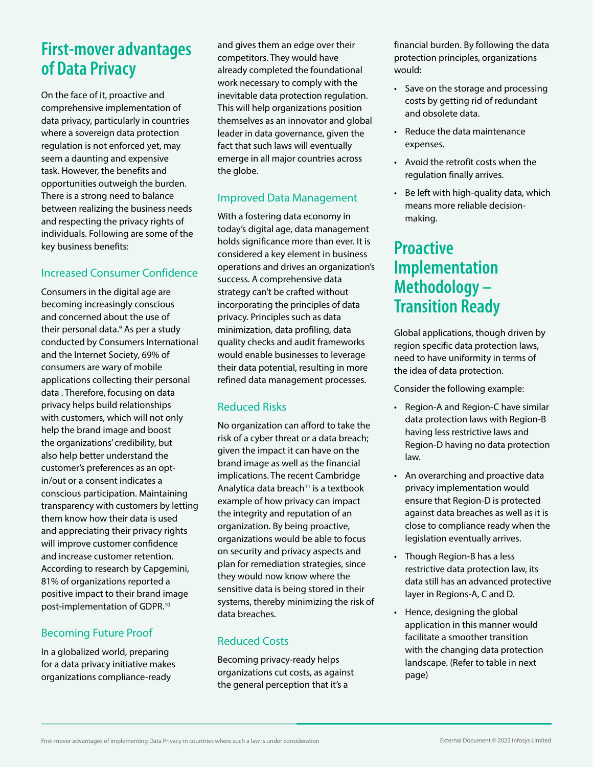# First-mover advantages of Data Privacy

On the face of it, proactive and comprehensive implementation of data privacy, particularly in countries where a sovereign data protection regulation is not enforced yet, may seem a daunting and expensive task. However, the benefits and opportunities outweigh the burden. There is a strong need to balance between realizing the business needs and respecting the privacy rights of individuals. Following are some of the key business benefits:

## Increased Consumer Confidence

Consumers in the digital age are becoming increasingly conscious and concerned about the use of their personal data.[9] As per a study conducted by Consumers International and the Internet Society, 69% of consumers are wary of mobile applications collecting their personal data . Therefore, focusing on data privacy helps build relationships with customers, which will not only help the brand image and boost the organizations' credibility, but also help better understand the customer's preferences as an opt-in/out or a consent indicates a conscious participation. Maintaining transparency with customers by letting them know how their data is used and appreciating their privacy rights will improve customer confidence and increase customer retention. According to research by Capgemini, 81% of organizations reported a positive impact to their brand image post-implementation of GDPR.[10]

## Becoming Future Proof

In a globalized world, preparing for a data privacy initiative makes organizations compliance-ready and gives them an edge over their competitors. They would have already completed the foundational work necessary to comply with the inevitable data protection regulation. This will help organizations position themselves as an innovator and global leader in data governance, given the fact that such laws will eventually emerge in all major countries across the globe.

## Improved Data Management

With a fostering data economy in today's digital age, data management holds significance more than ever. It is considered a key element in business operations and drives an organization's success. A comprehensive data strategy can't be crafted without incorporating the principles of data privacy. Principles such as data minimization, data profiling, data quality checks and audit frameworks would enable businesses to leverage their data potential, resulting in more refined data management processes.

## Reduced Risks

No organization can afford to take the risk of a cyber threat or a data breach; given the impact it can have on the brand image as well as the financial implications. The recent Cambridge Analytica data breach[11] is a textbook example of how privacy can impact the integrity and reputation of an organization. By being proactive, organizations would be able to focus on security and privacy aspects and plan for remediation strategies, since they would now know where the sensitive data is being stored in their systems, thereby minimizing the risk of data breaches.

## Reduced Costs

Becoming privacy-ready helps organizations cut costs, as against the general perception that it's a financial burden. By following the data protection principles, organizations would:

- Save on the storage and processing costs by getting rid of redundant and obsolete data.
- Reduce the data maintenance expenses.
- Avoid the retrofit costs when the regulation finally arrives.
- Be left with high-quality data, which means more reliable decision-making.

# Proactive Implementation Methodology – Transition Ready

Global applications, though driven by region specific data protection laws, need to have uniformity in terms of the idea of data protection.

Consider the following example:

- Region-A and Region-C have similar data protection laws with Region-B having less restrictive laws and Region-D having no data protection law.
- An overarching and proactive data privacy implementation would ensure that Region-D is protected against data breaches as well as it is close to compliance ready when the legislation eventually arrives.
- Though Region-B has a less restrictive data protection law, its data still has an advanced protective layer in Regions-A, C and D.
- Hence, designing the global application in this manner would facilitate a smoother transition with the changing data protection landscape. (Refer to table in next page)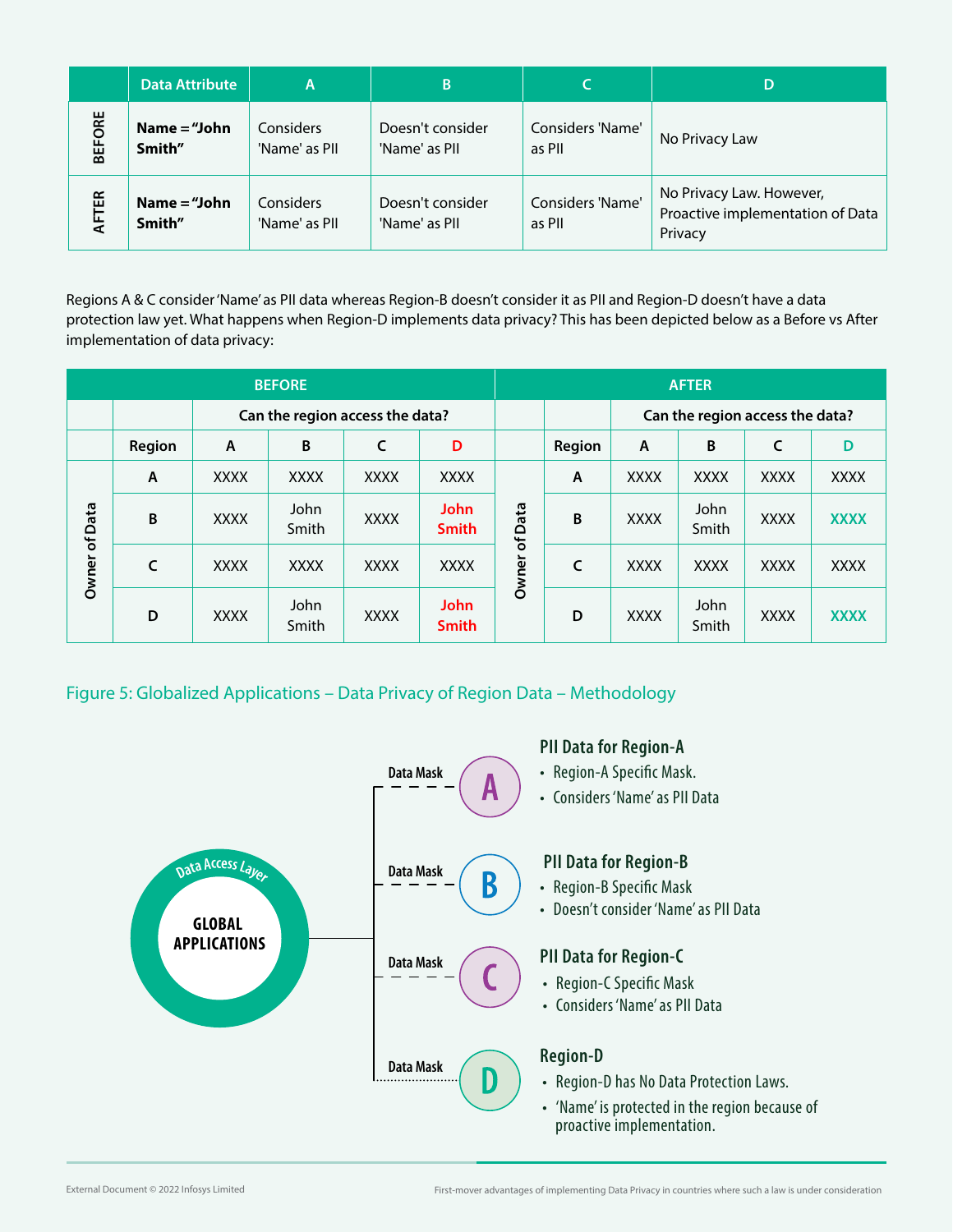| | Data Attribute | A | B | C | D |
|---|---|---|---|---|---|
| BEFORE | **Name = "John Smith"** | Considers 'Name' as PII | Doesn't consider 'Name' as PII | Considers 'Name' as PII | No Privacy Law |
| AFTER | **Name = "John Smith"** | Considers 'Name' as PII | Doesn't consider 'Name' as PII | Considers 'Name' as PII | No Privacy Law. However, Proactive implementation of Data Privacy |

Regions A & C consider 'Name' as PII data whereas Region-B doesn't consider it as PII and Region-D doesn't have a data protection law yet. What happens when Region-D implements data privacy? This has been depicted below as a Before vs After implementation of data privacy:

| BEFORE | | | | | | AFTER | | | | | |
|---|---|---|---|---|---|---|---|---|---|---|---|
| | | Can the region access the data? | | | | | | Can the region access the data? | | | |
| | Region | A | B | C | D | | Region | A | B | C | D |
| Owner of Data | A | XXXX | XXXX | XXXX | XXXX | Owner of Data | A | XXXX | XXXX | XXXX | XXXX |
| | B | XXXX | John Smith | XXXX | John Smith | | B | XXXX | John Smith | XXXX | XXXX |
| | C | XXXX | XXXX | XXXX | XXXX | | C | XXXX | XXXX | XXXX | XXXX |
| | D | XXXX | John Smith | XXXX | John Smith | | D | XXXX | John Smith | XXXX | XXXX |

Figure 5: Globalized Applications – Data Privacy of Region Data – Methodology

Data Access Layer

GLOBAL APPLICATIONS

Data Mask — A

**PII Data for Region-A**
- Region-A Specific Mask.
- Considers 'Name' as PII Data

Data Mask — B

**PII Data for Region-B**
- Region-B Specific Mask
- Doesn't consider 'Name' as PII Data

Data Mask — C

**PII Data for Region-C**
- Region-C Specific Mask
- Considers 'Name' as PII Data

Data Mask — D

**Region-D**
- Region-D has No Data Protection Laws.
- 'Name' is protected in the region because of proactive implementation.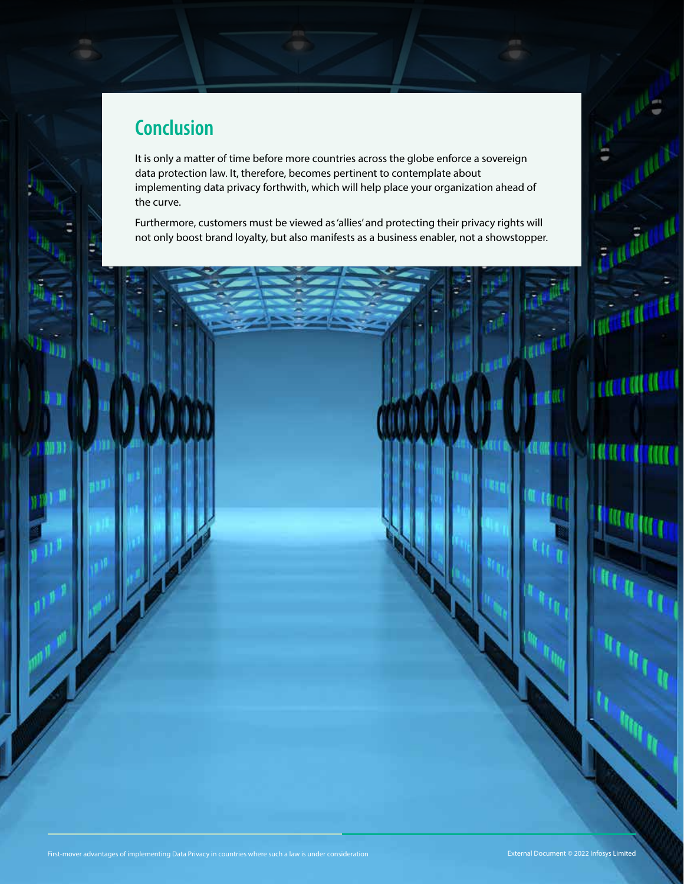## Conclusion

It is only a matter of time before more countries across the globe enforce a sovereign data protection law. It, therefore, becomes pertinent to contemplate about implementing data privacy forthwith, which will help place your organization ahead of the curve.

Furthermore, customers must be viewed as 'allies' and protecting their privacy rights will not only boost brand loyalty, but also manifests as a business enabler, not a showstopper.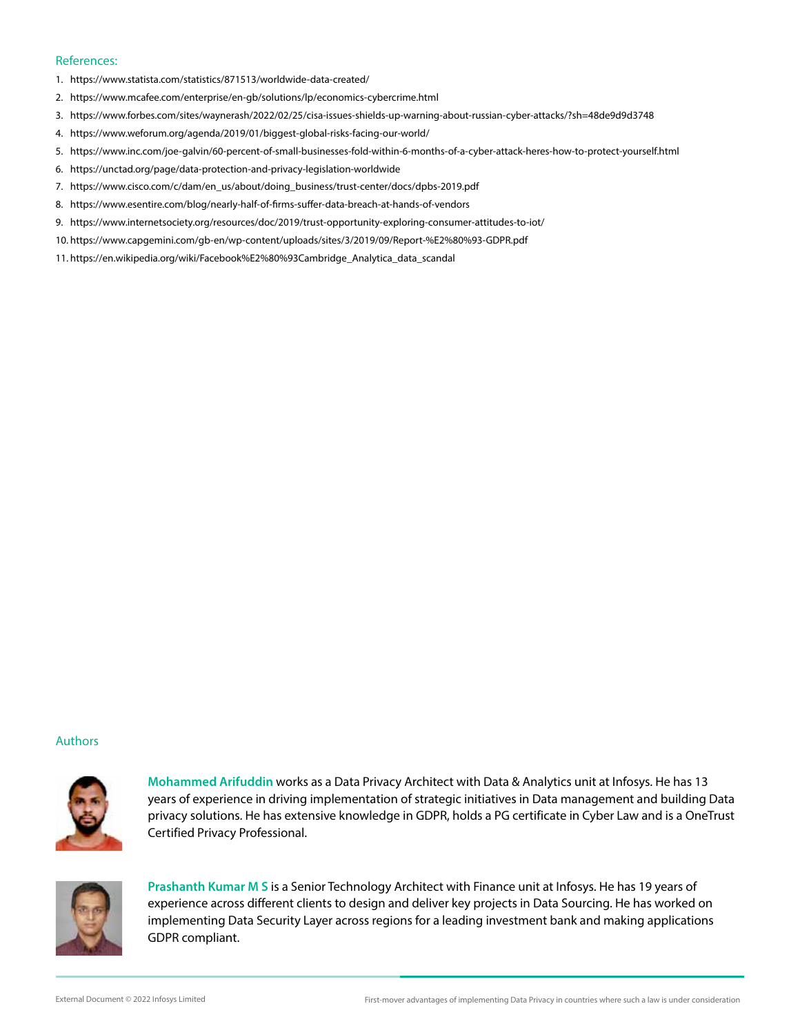## References:

1. https://www.statista.com/statistics/871513/worldwide-data-created/
2. https://www.mcafee.com/enterprise/en-gb/solutions/lp/economics-cybercrime.html
3. https://www.forbes.com/sites/waynerash/2022/02/25/cisa-issues-shields-up-warning-about-russian-cyber-attacks/?sh=48de9d9d3748
4. https://www.weforum.org/agenda/2019/01/biggest-global-risks-facing-our-world/
5. https://www.inc.com/joe-galvin/60-percent-of-small-businesses-fold-within-6-months-of-a-cyber-attack-heres-how-to-protect-yourself.html
6. https://unctad.org/page/data-protection-and-privacy-legislation-worldwide
7. https://www.cisco.com/c/dam/en_us/about/doing_business/trust-center/docs/dpbs-2019.pdf
8. https://www.esentire.com/blog/nearly-half-of-firms-suffer-data-breach-at-hands-of-vendors
9. https://www.internetsociety.org/resources/doc/2019/trust-opportunity-exploring-consumer-attitudes-to-iot/
10. https://www.capgemini.com/gb-en/wp-content/uploads/sites/3/2019/09/Report-%E2%80%93-GDPR.pdf
11. https://en.wikipedia.org/wiki/Facebook%E2%80%93Cambridge_Analytica_data_scandal

## Authors

**Mohammed Arifuddin** works as a Data Privacy Architect with Data & Analytics unit at Infosys. He has 13 years of experience in driving implementation of strategic initiatives in Data management and building Data privacy solutions. He has extensive knowledge in GDPR, holds a PG certificate in Cyber Law and is a OneTrust Certified Privacy Professional.

**Prashanth Kumar M S** is a Senior Technology Architect with Finance unit at Infosys. He has 19 years of experience across different clients to design and deliver key projects in Data Sourcing. He has worked on implementing Data Security Layer across regions for a leading investment bank and making applications GDPR compliant.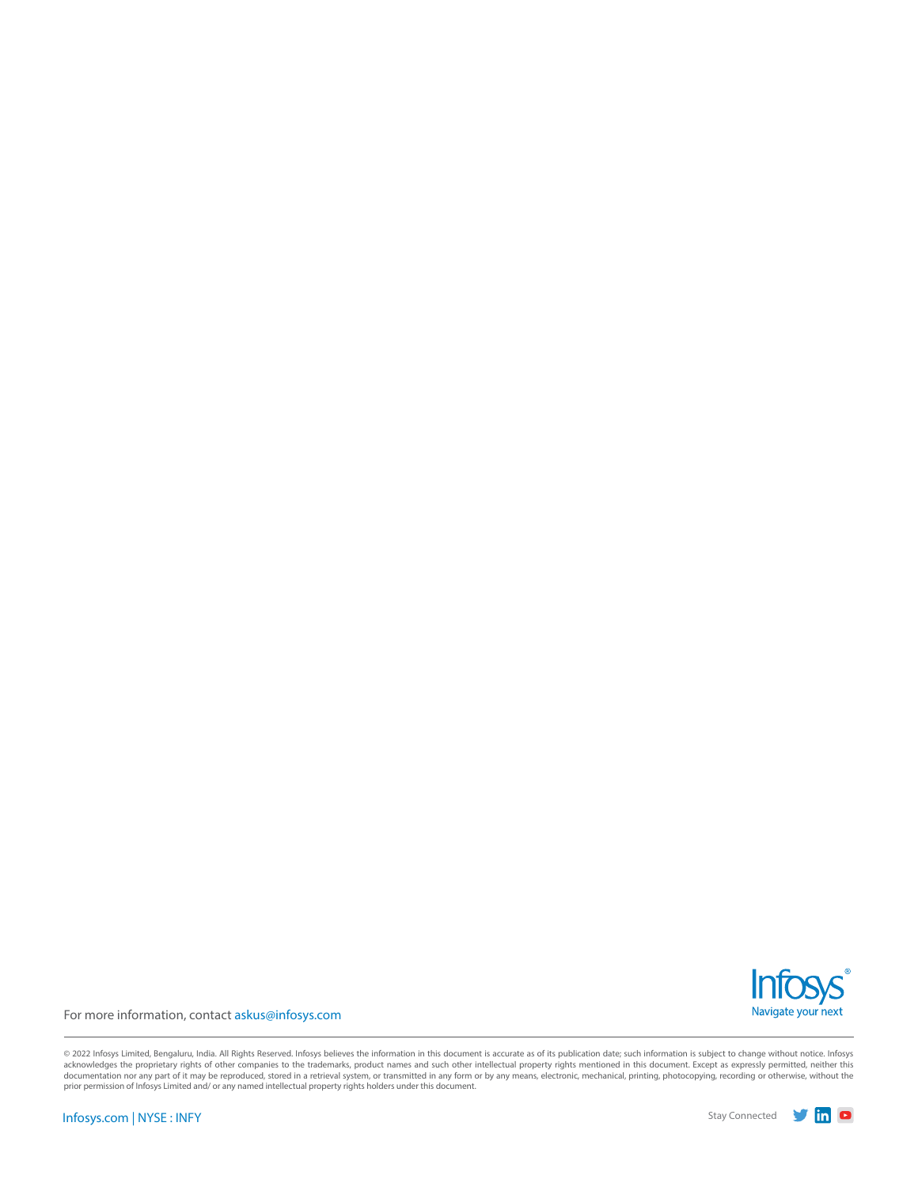For more information, contact askus@infosys.com

Infosys
Navigate your next

© 2022 Infosys Limited, Bengaluru, India. All Rights Reserved. Infosys believes the information in this document is accurate as of its publication date; such information is subject to change without notice. Infosys acknowledges the proprietary rights of other companies to the trademarks, product names and such other intellectual property rights mentioned in this document. Except as expressly permitted, neither this documentation nor any part of it may be reproduced, stored in a retrieval system, or transmitted in any form or by any means, electronic, mechanical, printing, photocopying, recording or otherwise, without the prior permission of Infosys Limited and/ or any named intellectual property rights holders under this document.

Infosys.com | NYSE : INFY

Stay Connected